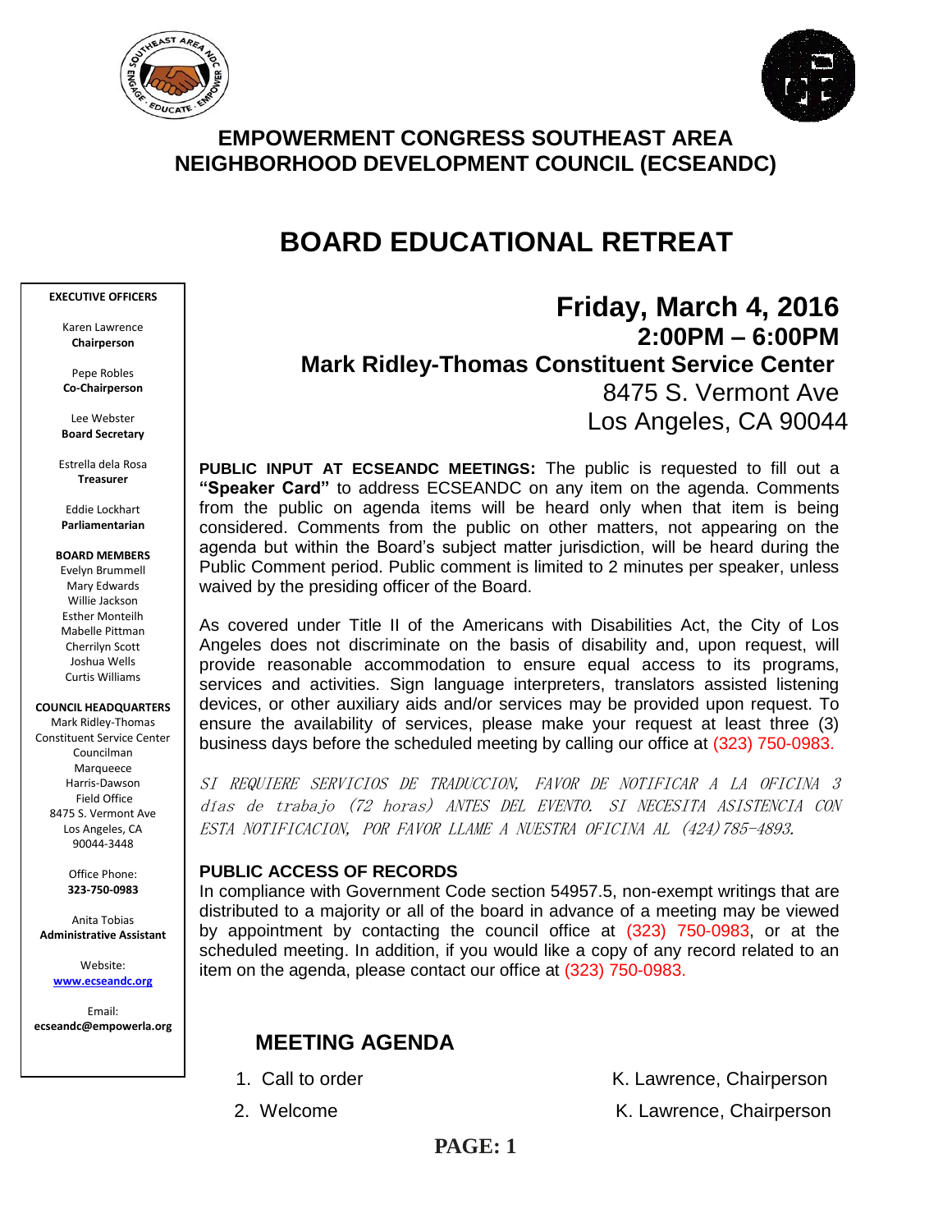# EMPOWERMENT CONGRESS SOUTHEAST AREA NEIGHBORHOOD DEVELOPMENT COUNCIL (ECSEANDC)

## BOARD EDUCATIONAL RETREAT

**EXECUTIVE OFFICERS**

Karen Lawrence
**Chairperson**

Pepe Robles
**Co-Chairperson**

Lee Webster
**Board Secretary**

Estrella dela Rosa
**Treasurer**

Eddie Lockhart
**Parliamentarian**

**BOARD MEMBERS**
Evelyn Brummell
Mary Edwards
Willie Jackson
Esther Monteilh
Mabelle Pittman
Cherrilyn Scott
Joshua Wells
Curtis Williams

**COUNCIL HEADQUARTERS**
Mark Ridley-Thomas
Constituent Service Center
Councilman
Marqueece
Harris-Dawson
Field Office
8475 S. Vermont Ave
Los Angeles, CA
90044-3448

Office Phone:
**323-750-0983**

Anita Tobias
**Administrative Assistant**

Website:
**www.ecseandc.org**

Email:
**ecseandc@empowerla.org**

**Friday, March 4, 2016**
**2:00PM – 6:00PM**
**Mark Ridley-Thomas Constituent Service Center**
8475 S. Vermont Ave
Los Angeles, CA 90044

**PUBLIC INPUT AT ECSEANDC MEETINGS:** The public is requested to fill out a **"Speaker Card"** to address ECSEANDC on any item on the agenda. Comments from the public on agenda items will be heard only when that item is being considered. Comments from the public on other matters, not appearing on the agenda but within the Board's subject matter jurisdiction, will be heard during the Public Comment period. Public comment is limited to 2 minutes per speaker, unless waived by the presiding officer of the Board.

As covered under Title II of the Americans with Disabilities Act, the City of Los Angeles does not discriminate on the basis of disability and, upon request, will provide reasonable accommodation to ensure equal access to its programs, services and activities. Sign language interpreters, translators assisted listening devices, or other auxiliary aids and/or services may be provided upon request. To ensure the availability of services, please make your request at least three (3) business days before the scheduled meeting by calling our office at (323) 750-0983.

*SI REQUIERE SERVICIOS DE TRADUCCION, FAVOR DE NOTIFICAR A LA OFICINA 3 días de trabajo (72 horas) ANTES DEL EVENTO. SI NECESITA ASISTENCIA CON ESTA NOTIFICACION, POR FAVOR LLAME A NUESTRA OFICINA AL (424)785-4893.*

**PUBLIC ACCESS OF RECORDS**
In compliance with Government Code section 54957.5, non-exempt writings that are distributed to a majority or all of the board in advance of a meeting may be viewed by appointment by contacting the council office at (323) 750-0983, or at the scheduled meeting. In addition, if you would like a copy of any record related to an item on the agenda, please contact our office at (323) 750-0983.

### MEETING AGENDA

1. Call to order — K. Lawrence, Chairperson
2. Welcome — K. Lawrence, Chairperson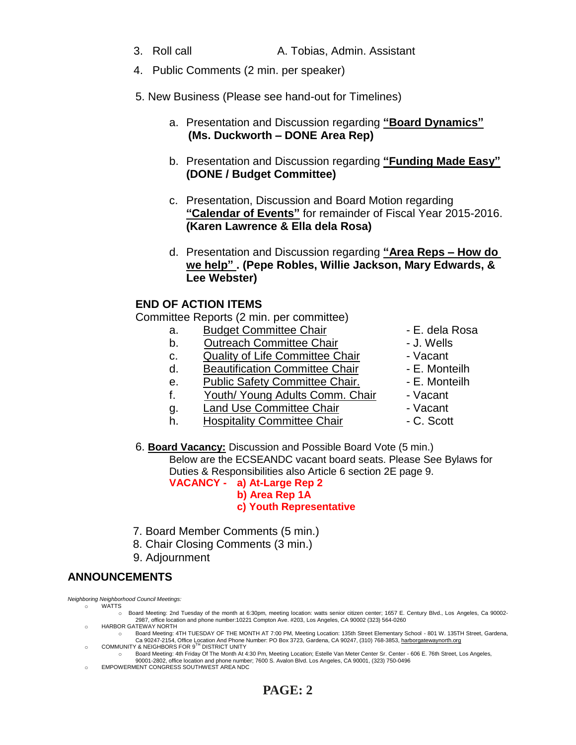3. Roll call — A. Tobias, Admin. Assistant
4. Public Comments (2 min. per speaker)

5. New Business (Please see hand-out for Timelines)

   a. Presentation and Discussion regarding **"Board Dynamics"** **(Ms. Duckworth – DONE Area Rep)**

   b. Presentation and Discussion regarding **"Funding Made Easy"** **(DONE / Budget Committee)**

   c. Presentation, Discussion and Board Motion regarding **"Calendar of Events"** for remainder of Fiscal Year 2015-2016. **(Karen Lawrence & Ella dela Rosa)**

   d. Presentation and Discussion regarding **"Area Reps – How do we help" . (Pepe Robles, Willie Jackson, Mary Edwards, & Lee Webster)**

**END OF ACTION ITEMS**

Committee Reports (2 min. per committee)

a. Budget Committee Chair - E. dela Rosa
b. Outreach Committee Chair - J. Wells
c. Quality of Life Committee Chair - Vacant
d. Beautification Committee Chair - E. Monteilh
e. Public Safety Committee Chair. - E. Monteilh
f. Youth/ Young Adults Comm. Chair - Vacant
g. Land Use Committee Chair - Vacant
h. Hospitality Committee Chair - C. Scott

6. **Board Vacancy:** Discussion and Possible Board Vote (5 min.)
   Below are the ECSEANDC vacant board seats. Please See Bylaws for Duties & Responsibilities also Article 6 section 2E page 9.
   **VACANCY - a) At-Large Rep 2**
   **b) Area Rep 1A**
   **c) Youth Representative**

7. Board Member Comments (5 min.)
8. Chair Closing Comments (3 min.)
9. Adjournment

## ANNOUNCEMENTS

*Neighboring Neighborhood Council Meetings:*

- WATTS
  - Board Meeting: 2nd Tuesday of the month at 6:30pm, meeting location: watts senior citizen center; 1657 E. Century Blvd., Los Angeles, Ca 90002-2987, office location and phone number:10221 Compton Ave. #203, Los Angeles, CA 90002 (323) 564-0260
- HARBOR GATEWAY NORTH
  - Board Meeting: 4TH TUESDAY OF THE MONTH AT 7:00 PM, Meeting Location: 135th Street Elementary School - 801 W. 135TH Street, Gardena, Ca 90247-2154, Office Location And Phone Number: PO Box 3723, Gardena, CA 90247, (310) 768-3853, harborgatewaynorth.org
- COMMUNITY & NEIGHBORS FOR 9TH DISTRICT UNITY
  - Board Meeting: 4th Friday Of The Month At 4:30 Pm, Meeting Location; Estelle Van Meter Center Sr. Center - 606 E. 76th Street, Los Angeles, 90001-2802, office location and phone number; 7600 S. Avalon Blvd. Los Angeles, CA 90001, (323) 750-0496
- EMPOWERMENT CONGRESS SOUTHWEST AREA NDC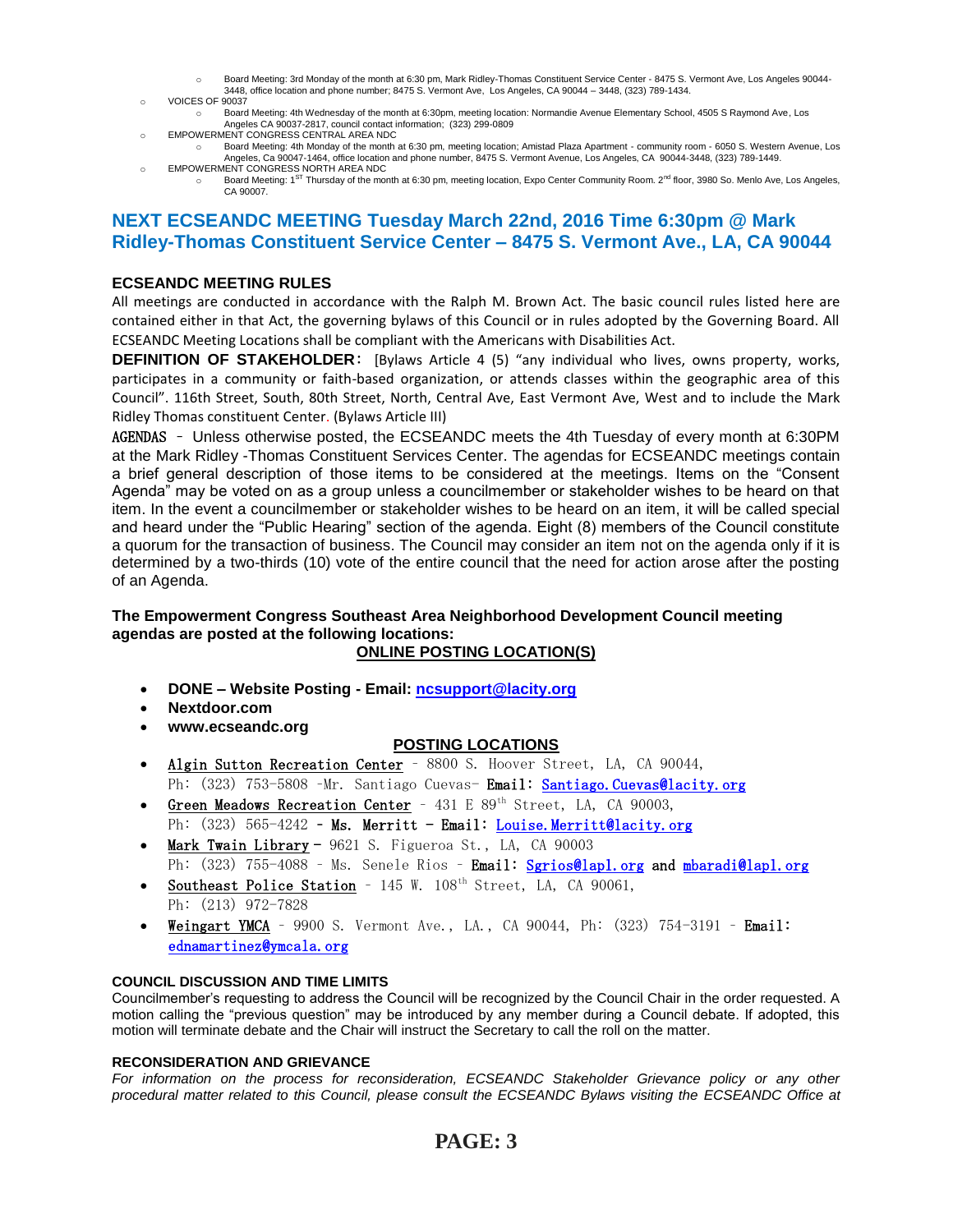- Board Meeting: 3rd Monday of the month at 6:30 pm, Mark Ridley-Thomas Constituent Service Center - 8475 S. Vermont Ave, Los Angeles 90044-3448, office location and phone number; 8475 S. Vermont Ave, Los Angeles, CA 90044 – 3448, (323) 789-1434.
- VOICES OF 90037
  - Board Meeting: 4th Wednesday of the month at 6:30pm, meeting location: Normandie Avenue Elementary School, 4505 S Raymond Ave, Los Angeles CA 90037-2817, council contact information; (323) 299-0809
- EMPOWERMENT CONGRESS CENTRAL AREA NDC
  - Board Meeting: 4th Monday of the month at 6:30 pm, meeting location; Amistad Plaza Apartment - community room - 6050 S. Western Avenue, Los Angeles, Ca 90047-1464, office location and phone number, 8475 S. Vermont Avenue, Los Angeles, CA 90044-3448, (323) 789-1449.
- EMPOWERMENT CONGRESS NORTH AREA NDC
  - Board Meeting: 1ST Thursday of the month at 6:30 pm, meeting location, Expo Center Community Room. 2nd floor, 3980 So. Menlo Ave, Los Angeles, CA 90007.

## NEXT ECSEANDC MEETING Tuesday March 22nd, 2016 Time 6:30pm @ Mark Ridley-Thomas Constituent Service Center – 8475 S. Vermont Ave., LA, CA 90044

### ECSEANDC MEETING RULES

All meetings are conducted in accordance with the Ralph M. Brown Act. The basic council rules listed here are contained either in that Act, the governing bylaws of this Council or in rules adopted by the Governing Board. All ECSEANDC Meeting Locations shall be compliant with the Americans with Disabilities Act.

**DEFINITION OF STAKEHOLDER:** [Bylaws Article 4 (5) "any individual who lives, owns property, works, participates in a community or faith-based organization, or attends classes within the geographic area of this Council". 116th Street, South, 80th Street, North, Central Ave, East Vermont Ave, West and to include the Mark Ridley Thomas constituent Center. (Bylaws Article III)

AGENDAS – Unless otherwise posted, the ECSEANDC meets the 4th Tuesday of every month at 6:30PM at the Mark Ridley -Thomas Constituent Services Center. The agendas for ECSEANDC meetings contain a brief general description of those items to be considered at the meetings. Items on the "Consent Agenda" may be voted on as a group unless a councilmember or stakeholder wishes to be heard on that item. In the event a councilmember or stakeholder wishes to be heard on an item, it will be called special and heard under the "Public Hearing" section of the agenda. Eight (8) members of the Council constitute a quorum for the transaction of business. The Council may consider an item not on the agenda only if it is determined by a two-thirds (10) vote of the entire council that the need for action arose after the posting of an Agenda.

**The Empowerment Congress Southeast Area Neighborhood Development Council meeting agendas are posted at the following locations:**

**ONLINE POSTING LOCATION(S)**

- **DONE – Website Posting - Email: ncsupport@lacity.org**
- **Nextdoor.com**
- **www.ecseandc.org**

**POSTING LOCATIONS**

- Algin Sutton Recreation Center – 8800 S. Hoover Street, LA, CA 90044, Ph: (323) 753-5808 -Mr. Santiago Cuevas- **Email:** Santiago.Cuevas@lacity.org
- Green Meadows Recreation Center – 431 E 89th Street, LA, CA 90003, Ph: (323) 565-4242 **- Ms. Merritt - Email:** Louise.Merritt@lacity.org
- Mark Twain Library **-** 9621 S. Figueroa St., LA, CA 90003 Ph: (323) 755-4088 – Ms. Senele Rios – **Email:** Sgrios@lapl.org and mbaradi@lapl.org
- Southeast Police Station – 145 W. 108th Street, LA, CA 90061, Ph: (213) 972-7828
- Weingart YMCA – 9900 S. Vermont Ave., LA., CA 90044, Ph: (323) 754-3191 – **Email:** ednamartinez@ymcala.org

#### COUNCIL DISCUSSION AND TIME LIMITS

Councilmember's requesting to address the Council will be recognized by the Council Chair in the order requested. A motion calling the "previous question" may be introduced by any member during a Council debate. If adopted, this motion will terminate debate and the Chair will instruct the Secretary to call the roll on the matter.

#### RECONSIDERATION AND GRIEVANCE

*For information on the process for reconsideration, ECSEANDC Stakeholder Grievance policy or any other procedural matter related to this Council, please consult the ECSEANDC Bylaws visiting the ECSEANDC Office at*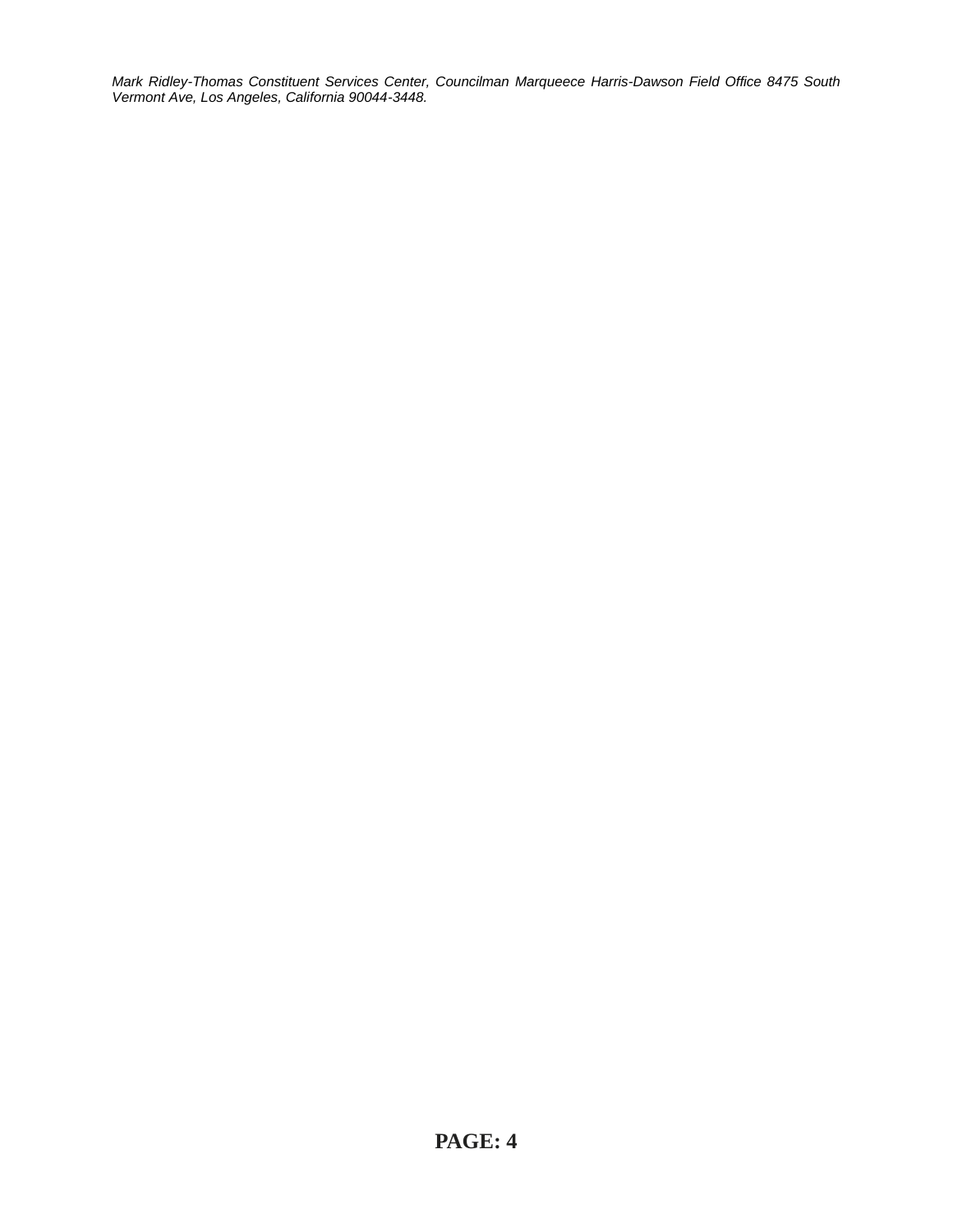*Mark Ridley-Thomas Constituent Services Center, Councilman Marqueece Harris-Dawson Field Office 8475 South Vermont Ave, Los Angeles, California 90044-3448.*